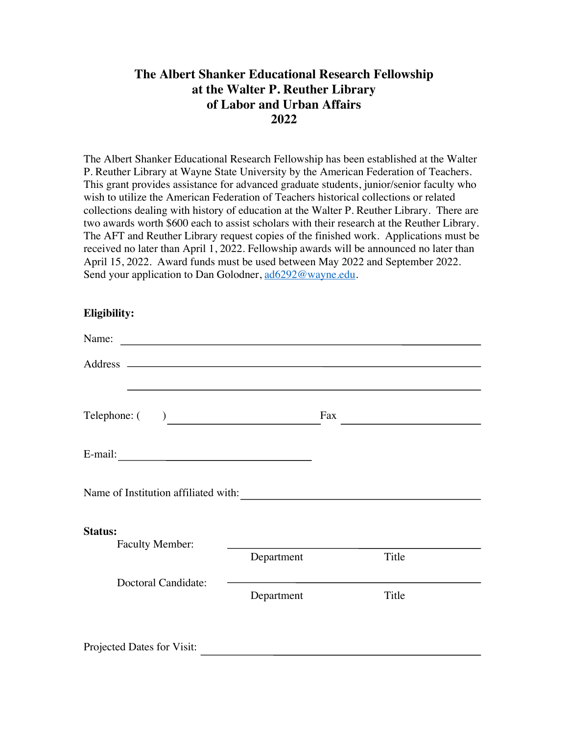# The Albert Shanker Educational Research Fellowship at the Walter P. Reuther Library of Labor and Urban Affairs 2022

The Albert Shanker Educational Research Fellowship has been established at the Walter P. Reuther Library at Wayne State University by the American Federation of Teachers. This grant provides assistance for advanced graduate students, junior/senior faculty who wish to utilize the American Federation of Teachers historical collections or related collections dealing with history of education at the Walter P. Reuther Library. There are two awards worth $600 each to assist scholars with their research at the Reuther Library. The AFT and Reuther Library request copies of the finished work. Applications must be received no later than April 1, 2022. Fellowship awards will be announced no later than April 15, 2022. Award funds must be used between May 2022 and September 2022. Send your application to Dan Golodner, ad6292@wayne.edu.

**Eligibility:**

Name: ______________________________________________

Address ______________________________________________

______________________________________________

Telephone: (     ) ______________________ Fax ______________________

E-mail: ______________________________

Name of Institution affiliated with: ______________________________

**Status:**

Faculty Member: ______________________________
Department Title

Doctoral Candidate: ______________________________
Department Title

Projected Dates for Visit: ______________________________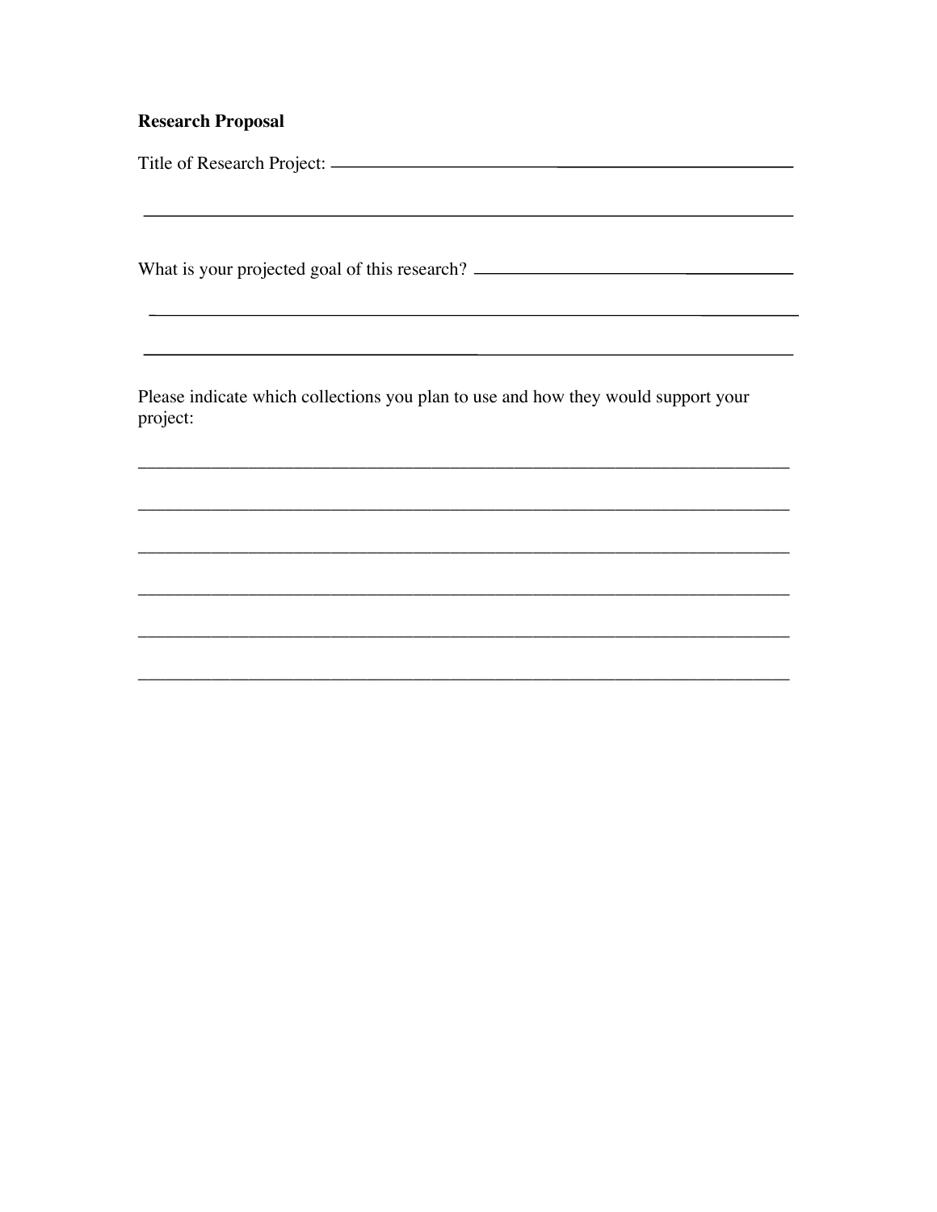**Research Proposal**

Title of Research Project: ______________________________________________

________________________________________________________________________

What is your projected goal of this research? ______________________________

________________________________________________________________________

________________________________________________________________________

Please indicate which collections you plan to use and how they would support your project:

________________________________________________________________________

________________________________________________________________________

________________________________________________________________________

________________________________________________________________________

________________________________________________________________________

________________________________________________________________________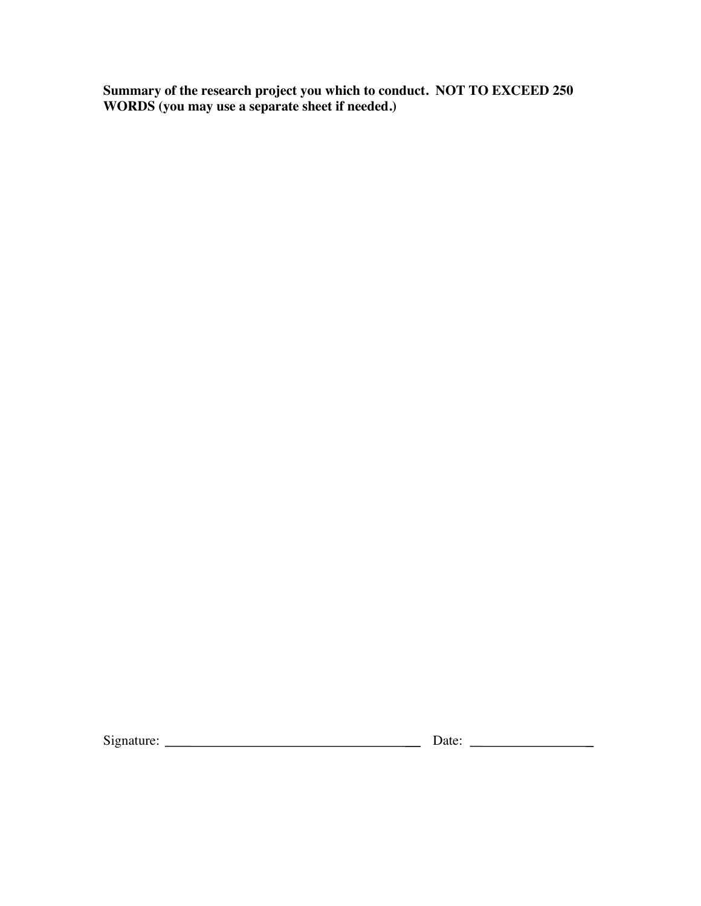**Summary of the research project you which to conduct. NOT TO EXCEED 250 WORDS (you may use a separate sheet if needed.)**

Signature: ______________________________________ Date: __________________